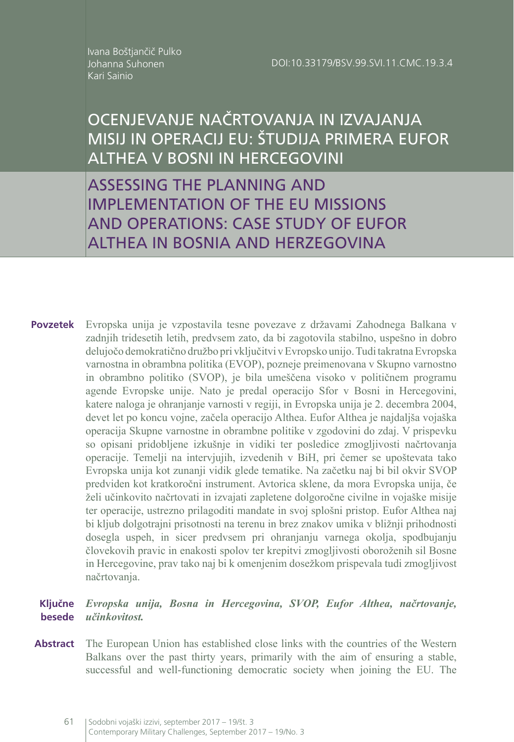Ivana Boštjančič Pulko
Johanna Suhonen
Kari Sainio

DOI:10.33179/BSV.99.SVI.11.CMC.19.3.4

# OCENJEVANJE NAČRTOVANJA IN IZVAJANJA MISIJ IN OPERACIJ EU: ŠTUDIJA PRIMERA EUFOR ALTHEA V BOSNI IN HERCEGOVINI

# ASSESSING THE PLANNING AND IMPLEMENTATION OF THE EU MISSIONS AND OPERATIONS: CASE STUDY OF EUFOR ALTHEA IN BOSNIA AND HERZEGOVINA

**Povzetek** Evropska unija je vzpostavila tesne povezave z državami Zahodnega Balkana v zadnjih tridesetih letih, predvsem zato, da bi zagotovila stabilno, uspešno in dobro delujočo demokratično družbo pri vključitvi v Evropsko unijo. Tudi takratna Evropska varnostna in obrambna politika (EVOP), pozneje preimenovana v Skupno varnostno in obrambno politiko (SVOP), je bila umeščena visoko v političnem programu agende Evropske unije. Nato je predal operacijo Sfor v Bosni in Hercegovini, katere naloga je ohranjanje varnosti v regiji, in Evropska unija je 2. decembra 2004, devet let po koncu vojne, začela operacijo Althea. Eufor Althea je najdaljša vojaška operacija Skupne varnostne in obrambne politike v zgodovini do zdaj. V prispevku so opisani pridobljene izkušnje in vidiki ter posledice zmogljivosti načrtovanja operacije. Temelji na intervjujih, izvedenih v BiH, pri čemer se upoštevata tako Evropska unija kot zunanji vidik glede tematike. Na začetku naj bi bil okvir SVOP predviden kot kratkoročni instrument. Avtorica sklene, da mora Evropska unija, če želi učinkovito načrtovati in izvajati zapletene dolgoročne civilne in vojaške misije ter operacije, ustrezno prilagoditi mandate in svoj splošni pristop. Eufor Althea naj bi kljub dolgotrajni prisotnosti na terenu in brez znakov umika v bližnji prihodnosti dosegla uspeh, in sicer predvsem pri ohranjanju varnega okolja, spodbujanju človekovih pravic in enakosti spolov ter krepitvi zmogljivosti oboroženih sil Bosne in Hercegovine, prav tako naj bi k omenjenim dosežkom prispevala tudi zmogljivost načrtovanja.

**Ključne besede** ***Evropska unija, Bosna in Hercegovina, SVOP, Eufor Althea, načrtovanje, učinkovitost.***

**Abstract** The European Union has established close links with the countries of the Western Balkans over the past thirty years, primarily with the aim of ensuring a stable, successful and well-functioning democratic society when joining the EU. The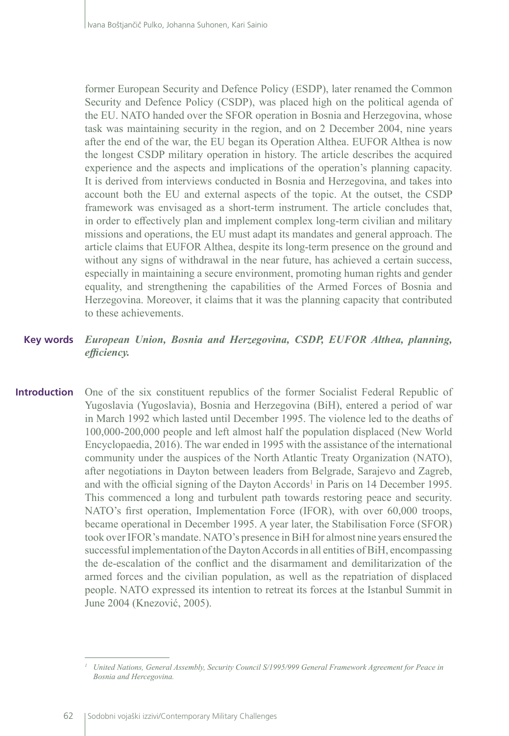former European Security and Defence Policy (ESDP), later renamed the Common Security and Defence Policy (CSDP), was placed high on the political agenda of the EU. NATO handed over the SFOR operation in Bosnia and Herzegovina, whose task was maintaining security in the region, and on 2 December 2004, nine years after the end of the war, the EU began its Operation Althea. EUFOR Althea is now the longest CSDP military operation in history. The article describes the acquired experience and the aspects and implications of the operation's planning capacity. It is derived from interviews conducted in Bosnia and Herzegovina, and takes into account both the EU and external aspects of the topic. At the outset, the CSDP framework was envisaged as a short-term instrument. The article concludes that, in order to effectively plan and implement complex long-term civilian and military missions and operations, the EU must adapt its mandates and general approach. The article claims that EUFOR Althea, despite its long-term presence on the ground and without any signs of withdrawal in the near future, has achieved a certain success, especially in maintaining a secure environment, promoting human rights and gender equality, and strengthening the capabilities of the Armed Forces of Bosnia and Herzegovina. Moreover, it claims that it was the planning capacity that contributed to these achievements.

**Key words** ***European Union, Bosnia and Herzegovina, CSDP, EUFOR Althea, planning, efficiency.***

## Introduction

One of the six constituent republics of the former Socialist Federal Republic of Yugoslavia (Yugoslavia), Bosnia and Herzegovina (BiH), entered a period of war in March 1992 which lasted until December 1995. The violence led to the deaths of 100,000-200,000 people and left almost half the population displaced (New World Encyclopaedia, 2016). The war ended in 1995 with the assistance of the international community under the auspices of the North Atlantic Treaty Organization (NATO), after negotiations in Dayton between leaders from Belgrade, Sarajevo and Zagreb, and with the official signing of the Dayton Accords[1] in Paris on 14 December 1995. This commenced a long and turbulent path towards restoring peace and security. NATO's first operation, Implementation Force (IFOR), with over 60,000 troops, became operational in December 1995. A year later, the Stabilisation Force (SFOR) took over IFOR's mandate. NATO's presence in BiH for almost nine years ensured the successful implementation of the Dayton Accords in all entities of BiH, encompassing the de-escalation of the conflict and the disarmament and demilitarization of the armed forces and the civilian population, as well as the repatriation of displaced people. NATO expressed its intention to retreat its forces at the Istanbul Summit in June 2004 (Knezović, 2005).

---

[1] *United Nations, General Assembly, Security Council S/1995/999 General Framework Agreement for Peace in Bosnia and Hercegovina.*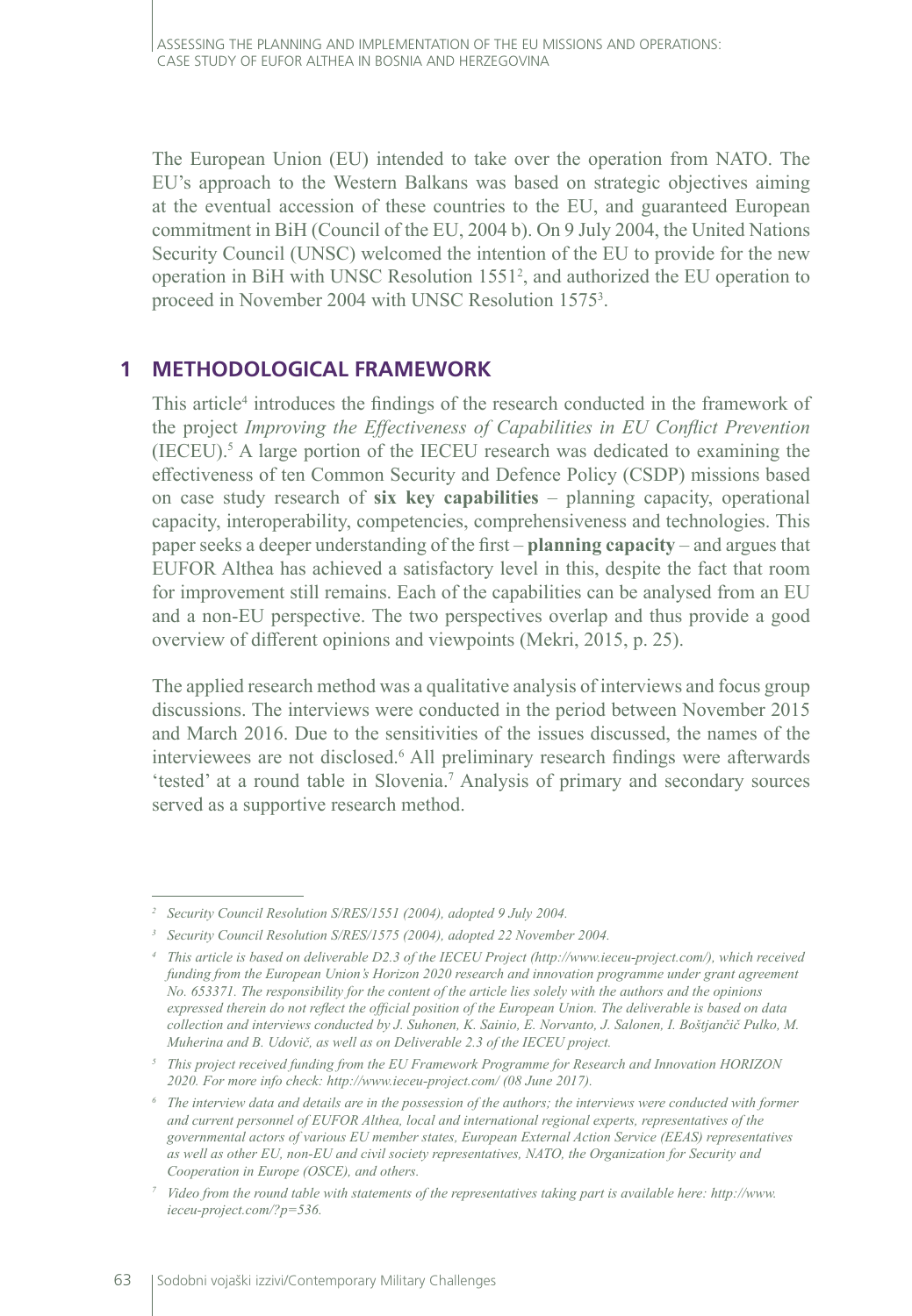The European Union (EU) intended to take over the operation from NATO. The EU's approach to the Western Balkans was based on strategic objectives aiming at the eventual accession of these countries to the EU, and guaranteed European commitment in BiH (Council of the EU, 2004 b). On 9 July 2004, the United Nations Security Council (UNSC) welcomed the intention of the EU to provide for the new operation in BiH with UNSC Resolution 1551[2], and authorized the EU operation to proceed in November 2004 with UNSC Resolution 1575[3].

## 1 METHODOLOGICAL FRAMEWORK

This article[4] introduces the findings of the research conducted in the framework of the project *Improving the Effectiveness of Capabilities in EU Conflict Prevention* (IECEU).[5] A large portion of the IECEU research was dedicated to examining the effectiveness of ten Common Security and Defence Policy (CSDP) missions based on case study research of **six key capabilities** – planning capacity, operational capacity, interoperability, competencies, comprehensiveness and technologies. This paper seeks a deeper understanding of the first – **planning capacity** – and argues that EUFOR Althea has achieved a satisfactory level in this, despite the fact that room for improvement still remains. Each of the capabilities can be analysed from an EU and a non-EU perspective. The two perspectives overlap and thus provide a good overview of different opinions and viewpoints (Mekri, 2015, p. 25).

The applied research method was a qualitative analysis of interviews and focus group discussions. The interviews were conducted in the period between November 2015 and March 2016. Due to the sensitivities of the issues discussed, the names of the interviewees are not disclosed.[6] All preliminary research findings were afterwards 'tested' at a round table in Slovenia.[7] Analysis of primary and secondary sources served as a supportive research method.

---

[2] *Security Council Resolution S/RES/1551 (2004), adopted 9 July 2004.*

[3] *Security Council Resolution S/RES/1575 (2004), adopted 22 November 2004.*

[4] *This article is based on deliverable D2.3 of the IECEU Project (http://www.ieceu-project.com/), which received funding from the European Union's Horizon 2020 research and innovation programme under grant agreement No. 653371. The responsibility for the content of the article lies solely with the authors and the opinions expressed therein do not reflect the official position of the European Union. The deliverable is based on data collection and interviews conducted by J. Suhonen, K. Sainio, E. Norvanto, J. Salonen, I. Boštjančič Pulko, M. Muherina and B. Udovič, as well as on Deliverable 2.3 of the IECEU project.*

[5] *This project received funding from the EU Framework Programme for Research and Innovation HORIZON 2020. For more info check: http://www.ieceu-project.com/ (08 June 2017).*

[6] *The interview data and details are in the possession of the authors; the interviews were conducted with former and current personnel of EUFOR Althea, local and international regional experts, representatives of the governmental actors of various EU member states, European External Action Service (EEAS) representatives as well as other EU, non-EU and civil society representatives, NATO, the Organization for Security and Cooperation in Europe (OSCE), and others.*

[7] *Video from the round table with statements of the representatives taking part is available here: http://www.ieceu-project.com/?p=536.*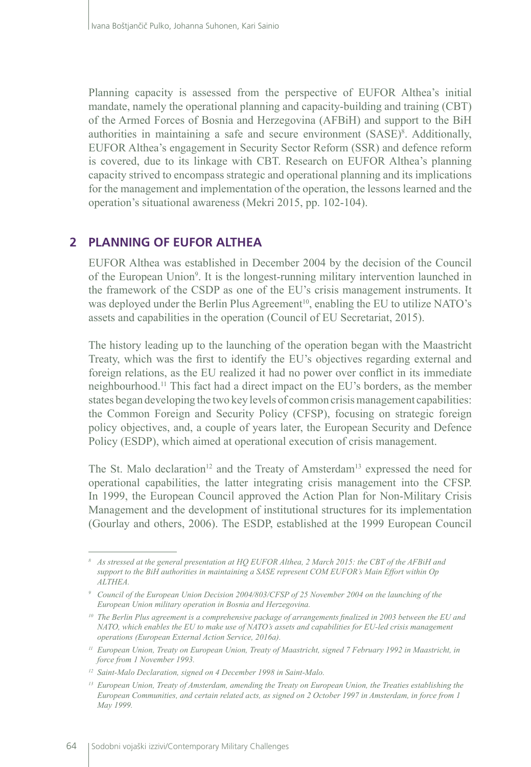Planning capacity is assessed from the perspective of EUFOR Althea's initial mandate, namely the operational planning and capacity-building and training (CBT) of the Armed Forces of Bosnia and Herzegovina (AFBiH) and support to the BiH authorities in maintaining a safe and secure environment (SASE)[8]. Additionally, EUFOR Althea's engagement in Security Sector Reform (SSR) and defence reform is covered, due to its linkage with CBT. Research on EUFOR Althea's planning capacity strived to encompass strategic and operational planning and its implications for the management and implementation of the operation, the lessons learned and the operation's situational awareness (Mekri 2015, pp. 102-104).

## 2 PLANNING OF EUFOR ALTHEA

EUFOR Althea was established in December 2004 by the decision of the Council of the European Union[9]. It is the longest-running military intervention launched in the framework of the CSDP as one of the EU's crisis management instruments. It was deployed under the Berlin Plus Agreement[10], enabling the EU to utilize NATO's assets and capabilities in the operation (Council of EU Secretariat, 2015).

The history leading up to the launching of the operation began with the Maastricht Treaty, which was the first to identify the EU's objectives regarding external and foreign relations, as the EU realized it had no power over conflict in its immediate neighbourhood.[11] This fact had a direct impact on the EU's borders, as the member states began developing the two key levels of common crisis management capabilities: the Common Foreign and Security Policy (CFSP), focusing on strategic foreign policy objectives, and, a couple of years later, the European Security and Defence Policy (ESDP), which aimed at operational execution of crisis management.

The St. Malo declaration[12] and the Treaty of Amsterdam[13] expressed the need for operational capabilities, the latter integrating crisis management into the CFSP. In 1999, the European Council approved the Action Plan for Non-Military Crisis Management and the development of institutional structures for its implementation (Gourlay and others, 2006). The ESDP, established at the 1999 European Council

---

[8] *As stressed at the general presentation at HQ EUFOR Althea, 2 March 2015: the CBT of the AFBiH and support to the BiH authorities in maintaining a SASE represent COM EUFOR's Main Effort within Op ALTHEA.*

[9] *Council of the European Union Decision 2004/803/CFSP of 25 November 2004 on the launching of the European Union military operation in Bosnia and Herzegovina.*

[10] *The Berlin Plus agreement is a comprehensive package of arrangements finalized in 2003 between the EU and NATO, which enables the EU to make use of NATO's assets and capabilities for EU-led crisis management operations (European External Action Service, 2016a).*

[11] *European Union, Treaty on European Union, Treaty of Maastricht, signed 7 February 1992 in Maastricht, in force from 1 November 1993.*

[12] *Saint-Malo Declaration, signed on 4 December 1998 in Saint-Malo.*

[13] *European Union, Treaty of Amsterdam, amending the Treaty on European Union, the Treaties establishing the European Communities, and certain related acts, as signed on 2 October 1997 in Amsterdam, in force from 1 May 1999.*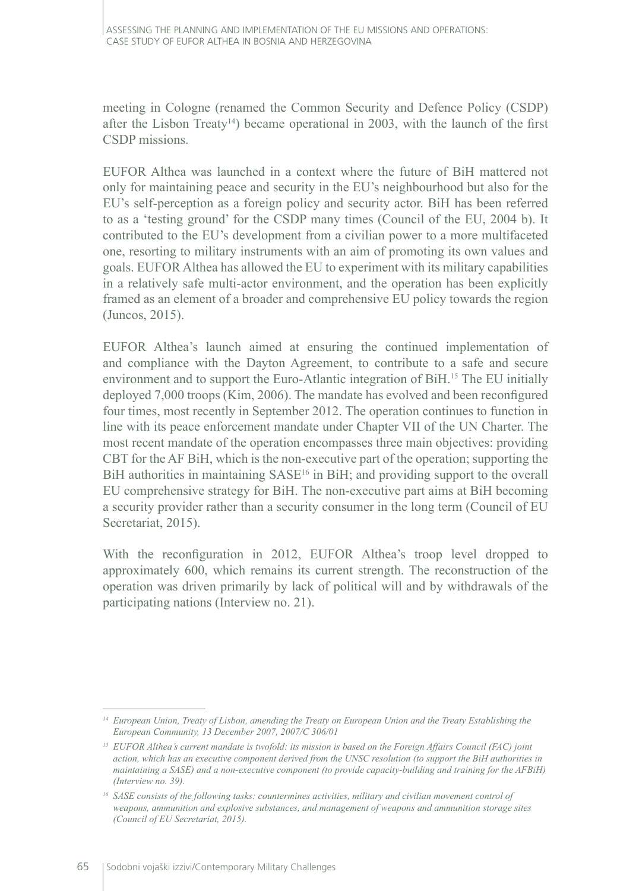meeting in Cologne (renamed the Common Security and Defence Policy (CSDP) after the Lisbon Treaty[14]) became operational in 2003, with the launch of the first CSDP missions.

EUFOR Althea was launched in a context where the future of BiH mattered not only for maintaining peace and security in the EU's neighbourhood but also for the EU's self-perception as a foreign policy and security actor. BiH has been referred to as a 'testing ground' for the CSDP many times (Council of the EU, 2004 b). It contributed to the EU's development from a civilian power to a more multifaceted one, resorting to military instruments with an aim of promoting its own values and goals. EUFOR Althea has allowed the EU to experiment with its military capabilities in a relatively safe multi-actor environment, and the operation has been explicitly framed as an element of a broader and comprehensive EU policy towards the region (Juncos, 2015).

EUFOR Althea's launch aimed at ensuring the continued implementation of and compliance with the Dayton Agreement, to contribute to a safe and secure environment and to support the Euro-Atlantic integration of BiH.[15] The EU initially deployed 7,000 troops (Kim, 2006). The mandate has evolved and been reconfigured four times, most recently in September 2012. The operation continues to function in line with its peace enforcement mandate under Chapter VII of the UN Charter. The most recent mandate of the operation encompasses three main objectives: providing CBT for the AF BiH, which is the non-executive part of the operation; supporting the BiH authorities in maintaining SASE[16] in BiH; and providing support to the overall EU comprehensive strategy for BiH. The non-executive part aims at BiH becoming a security provider rather than a security consumer in the long term (Council of EU Secretariat, 2015).

With the reconfiguration in 2012, EUFOR Althea's troop level dropped to approximately 600, which remains its current strength. The reconstruction of the operation was driven primarily by lack of political will and by withdrawals of the participating nations (Interview no. 21).

---

[14] *European Union, Treaty of Lisbon, amending the Treaty on European Union and the Treaty Establishing the European Community, 13 December 2007, 2007/C 306/01*

[15] *EUFOR Althea's current mandate is twofold: its mission is based on the Foreign Affairs Council (FAC) joint action, which has an executive component derived from the UNSC resolution (to support the BiH authorities in maintaining a SASE) and a non-executive component (to provide capacity-building and training for the AFBiH) (Interview no. 39).*

[16] *SASE consists of the following tasks: countermines activities, military and civilian movement control of weapons, ammunition and explosive substances, and management of weapons and ammunition storage sites (Council of EU Secretariat, 2015).*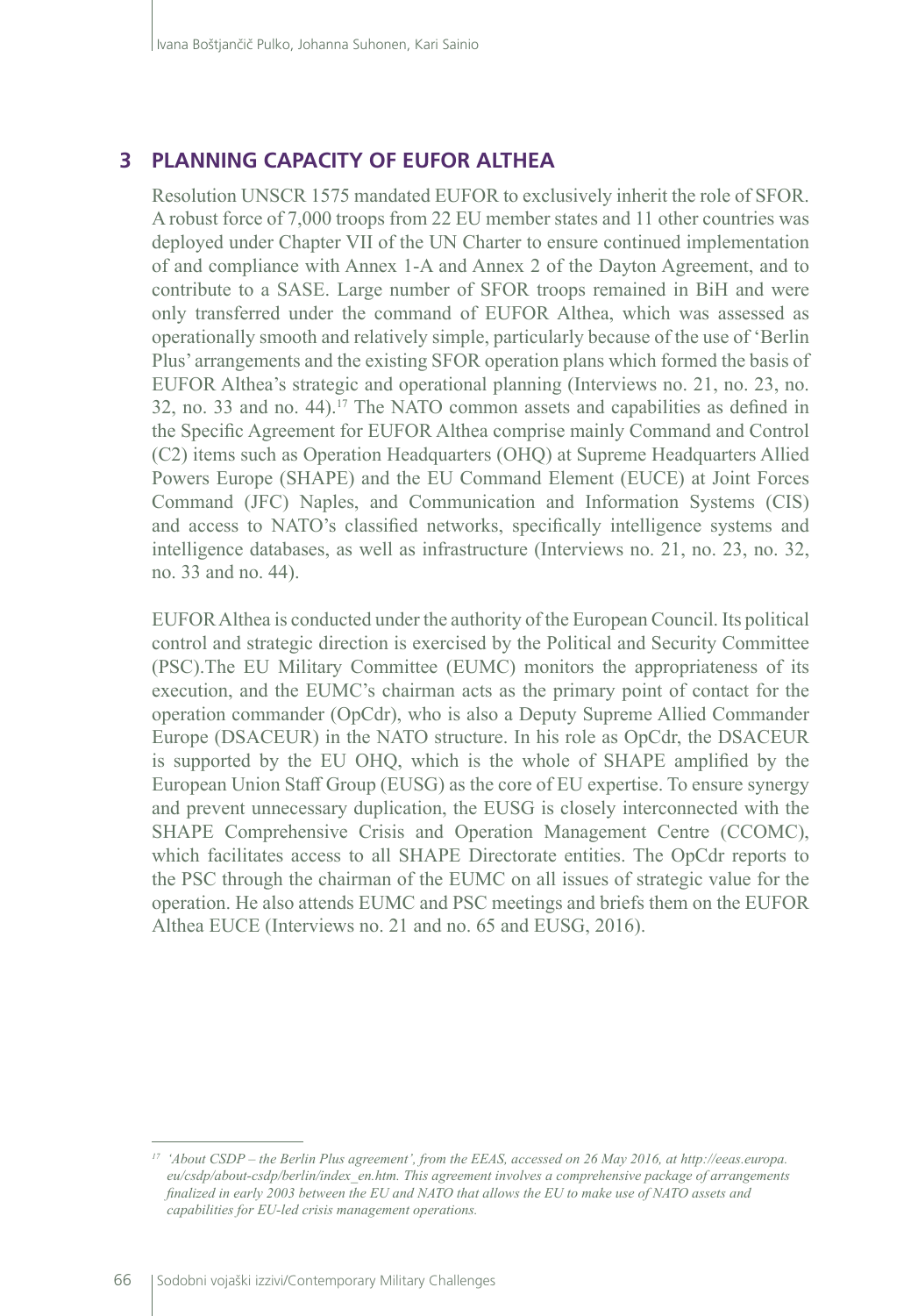## 3 PLANNING CAPACITY OF EUFOR ALTHEA

Resolution UNSCR 1575 mandated EUFOR to exclusively inherit the role of SFOR. A robust force of 7,000 troops from 22 EU member states and 11 other countries was deployed under Chapter VII of the UN Charter to ensure continued implementation of and compliance with Annex 1-A and Annex 2 of the Dayton Agreement, and to contribute to a SASE. Large number of SFOR troops remained in BiH and were only transferred under the command of EUFOR Althea, which was assessed as operationally smooth and relatively simple, particularly because of the use of 'Berlin Plus' arrangements and the existing SFOR operation plans which formed the basis of EUFOR Althea's strategic and operational planning (Interviews no. 21, no. 23, no. 32, no. 33 and no. 44).[17] The NATO common assets and capabilities as defined in the Specific Agreement for EUFOR Althea comprise mainly Command and Control (C2) items such as Operation Headquarters (OHQ) at Supreme Headquarters Allied Powers Europe (SHAPE) and the EU Command Element (EUCE) at Joint Forces Command (JFC) Naples, and Communication and Information Systems (CIS) and access to NATO's classified networks, specifically intelligence systems and intelligence databases, as well as infrastructure (Interviews no. 21, no. 23, no. 32, no. 33 and no. 44).

EUFOR Althea is conducted under the authority of the European Council. Its political control and strategic direction is exercised by the Political and Security Committee (PSC).The EU Military Committee (EUMC) monitors the appropriateness of its execution, and the EUMC's chairman acts as the primary point of contact for the operation commander (OpCdr), who is also a Deputy Supreme Allied Commander Europe (DSACEUR) in the NATO structure. In his role as OpCdr, the DSACEUR is supported by the EU OHQ, which is the whole of SHAPE amplified by the European Union Staff Group (EUSG) as the core of EU expertise. To ensure synergy and prevent unnecessary duplication, the EUSG is closely interconnected with the SHAPE Comprehensive Crisis and Operation Management Centre (CCOMC), which facilitates access to all SHAPE Directorate entities. The OpCdr reports to the PSC through the chairman of the EUMC on all issues of strategic value for the operation. He also attends EUMC and PSC meetings and briefs them on the EUFOR Althea EUCE (Interviews no. 21 and no. 65 and EUSG, 2016).

---

[17] *'About CSDP – the Berlin Plus agreement', from the EEAS, accessed on 26 May 2016, at http://eeas.europa.eu/csdp/about-csdp/berlin/index_en.htm. This agreement involves a comprehensive package of arrangements finalized in early 2003 between the EU and NATO that allows the EU to make use of NATO assets and capabilities for EU-led crisis management operations.*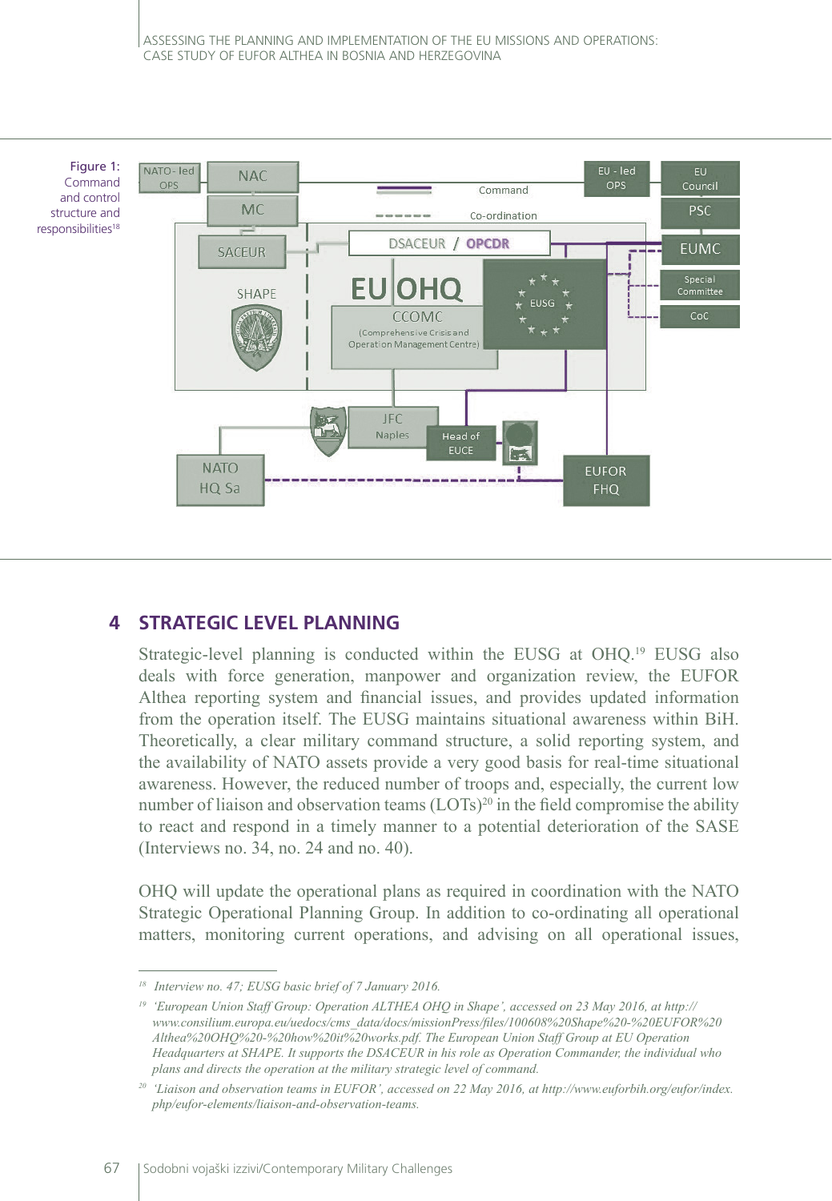Figure 1: Command and control structure and responsibilities[18]

## 4 STRATEGIC LEVEL PLANNING

Strategic-level planning is conducted within the EUSG at OHQ.[19] EUSG also deals with force generation, manpower and organization review, the EUFOR Althea reporting system and financial issues, and provides updated information from the operation itself. The EUSG maintains situational awareness within BiH. Theoretically, a clear military command structure, a solid reporting system, and the availability of NATO assets provide a very good basis for real-time situational awareness. However, the reduced number of troops and, especially, the current low number of liaison and observation teams (LOTs)[20] in the field compromise the ability to react and respond in a timely manner to a potential deterioration of the SASE (Interviews no. 34, no. 24 and no. 40).

OHQ will update the operational plans as required in coordination with the NATO Strategic Operational Planning Group. In addition to co-ordinating all operational matters, monitoring current operations, and advising on all operational issues,

---

[18] *Interview no. 47; EUSG basic brief of 7 January 2016.*

[19] *'European Union Staff Group: Operation ALTHEA OHQ in Shape', accessed on 23 May 2016, at http://www.consilium.europa.eu/uedocs/cms_data/docs/missionPress/files/100608%20Shape%20-%20EUFOR%20Althea%20OHQ%20-%20how%20it%20works.pdf. The European Union Staff Group at EU Operation Headquarters at SHAPE. It supports the DSACEUR in his role as Operation Commander, the individual who plans and directs the operation at the military strategic level of command.*

[20] *'Liaison and observation teams in EUFOR', accessed on 22 May 2016, at http://www.euforbih.org/eufor/index.php/eufor-elements/liaison-and-observation-teams.*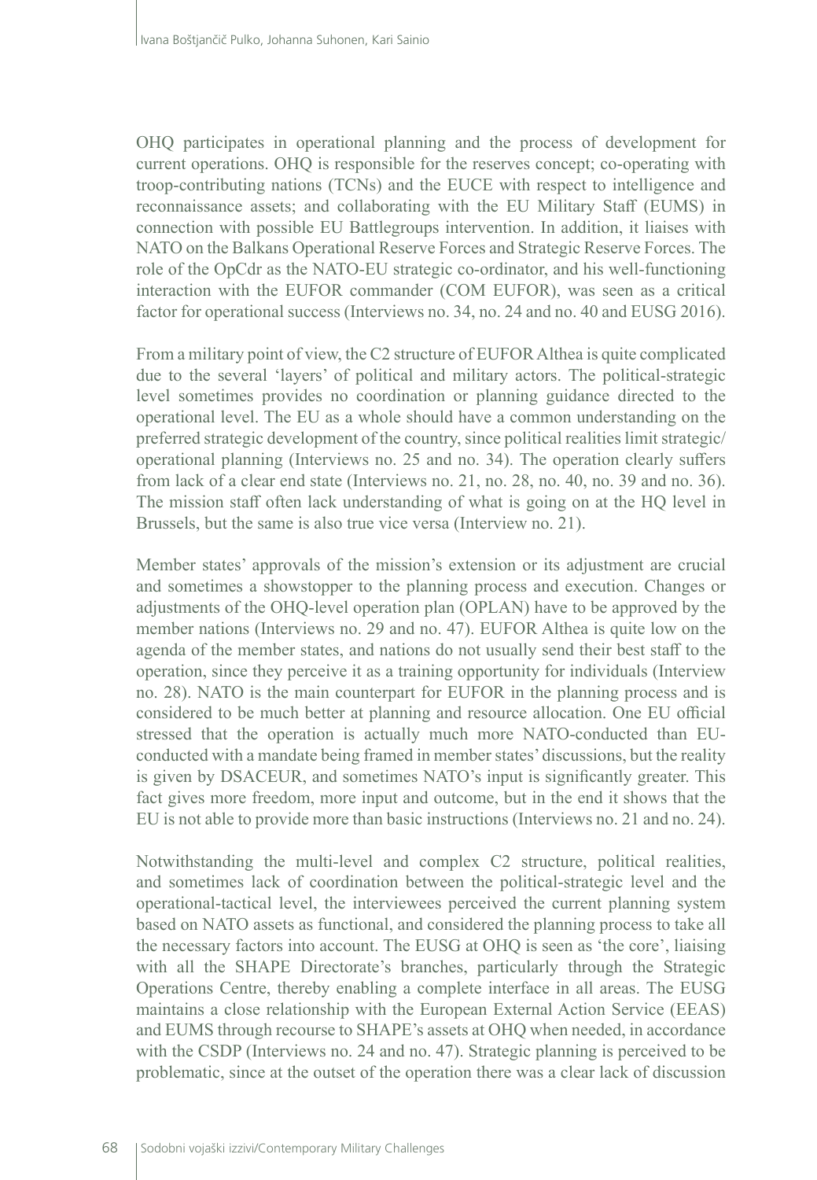OHQ participates in operational planning and the process of development for current operations. OHQ is responsible for the reserves concept; co-operating with troop-contributing nations (TCNs) and the EUCE with respect to intelligence and reconnaissance assets; and collaborating with the EU Military Staff (EUMS) in connection with possible EU Battlegroups intervention. In addition, it liaises with NATO on the Balkans Operational Reserve Forces and Strategic Reserve Forces. The role of the OpCdr as the NATO-EU strategic co-ordinator, and his well-functioning interaction with the EUFOR commander (COM EUFOR), was seen as a critical factor for operational success (Interviews no. 34, no. 24 and no. 40 and EUSG 2016).

From a military point of view, the C2 structure of EUFOR Althea is quite complicated due to the several 'layers' of political and military actors. The political-strategic level sometimes provides no coordination or planning guidance directed to the operational level. The EU as a whole should have a common understanding on the preferred strategic development of the country, since political realities limit strategic/operational planning (Interviews no. 25 and no. 34). The operation clearly suffers from lack of a clear end state (Interviews no. 21, no. 28, no. 40, no. 39 and no. 36). The mission staff often lack understanding of what is going on at the HQ level in Brussels, but the same is also true vice versa (Interview no. 21).

Member states' approvals of the mission's extension or its adjustment are crucial and sometimes a showstopper to the planning process and execution. Changes or adjustments of the OHQ-level operation plan (OPLAN) have to be approved by the member nations (Interviews no. 29 and no. 47). EUFOR Althea is quite low on the agenda of the member states, and nations do not usually send their best staff to the operation, since they perceive it as a training opportunity for individuals (Interview no. 28). NATO is the main counterpart for EUFOR in the planning process and is considered to be much better at planning and resource allocation. One EU official stressed that the operation is actually much more NATO-conducted than EU-conducted with a mandate being framed in member states' discussions, but the reality is given by DSACEUR, and sometimes NATO's input is significantly greater. This fact gives more freedom, more input and outcome, but in the end it shows that the EU is not able to provide more than basic instructions (Interviews no. 21 and no. 24).

Notwithstanding the multi-level and complex C2 structure, political realities, and sometimes lack of coordination between the political-strategic level and the operational-tactical level, the interviewees perceived the current planning system based on NATO assets as functional, and considered the planning process to take all the necessary factors into account. The EUSG at OHQ is seen as 'the core', liaising with all the SHAPE Directorate's branches, particularly through the Strategic Operations Centre, thereby enabling a complete interface in all areas. The EUSG maintains a close relationship with the European External Action Service (EEAS) and EUMS through recourse to SHAPE's assets at OHQ when needed, in accordance with the CSDP (Interviews no. 24 and no. 47). Strategic planning is perceived to be problematic, since at the outset of the operation there was a clear lack of discussion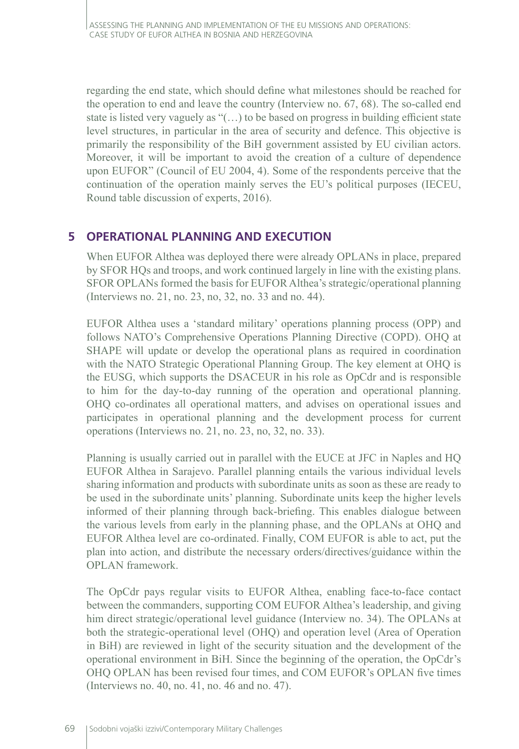regarding the end state, which should define what milestones should be reached for the operation to end and leave the country (Interview no. 67, 68). The so-called end state is listed very vaguely as "(…) to be based on progress in building efficient state level structures, in particular in the area of security and defence. This objective is primarily the responsibility of the BiH government assisted by EU civilian actors. Moreover, it will be important to avoid the creation of a culture of dependence upon EUFOR" (Council of EU 2004, 4). Some of the respondents perceive that the continuation of the operation mainly serves the EU's political purposes (IECEU, Round table discussion of experts, 2016).

## 5 OPERATIONAL PLANNING AND EXECUTION

When EUFOR Althea was deployed there were already OPLANs in place, prepared by SFOR HQs and troops, and work continued largely in line with the existing plans. SFOR OPLANs formed the basis for EUFOR Althea's strategic/operational planning (Interviews no. 21, no. 23, no, 32, no. 33 and no. 44).

EUFOR Althea uses a 'standard military' operations planning process (OPP) and follows NATO's Comprehensive Operations Planning Directive (COPD). OHQ at SHAPE will update or develop the operational plans as required in coordination with the NATO Strategic Operational Planning Group. The key element at OHQ is the EUSG, which supports the DSACEUR in his role as OpCdr and is responsible to him for the day-to-day running of the operation and operational planning. OHQ co-ordinates all operational matters, and advises on operational issues and participates in operational planning and the development process for current operations (Interviews no. 21, no. 23, no, 32, no. 33).

Planning is usually carried out in parallel with the EUCE at JFC in Naples and HQ EUFOR Althea in Sarajevo. Parallel planning entails the various individual levels sharing information and products with subordinate units as soon as these are ready to be used in the subordinate units' planning. Subordinate units keep the higher levels informed of their planning through back-briefing. This enables dialogue between the various levels from early in the planning phase, and the OPLANs at OHQ and EUFOR Althea level are co-ordinated. Finally, COM EUFOR is able to act, put the plan into action, and distribute the necessary orders/directives/guidance within the OPLAN framework.

The OpCdr pays regular visits to EUFOR Althea, enabling face-to-face contact between the commanders, supporting COM EUFOR Althea's leadership, and giving him direct strategic/operational level guidance (Interview no. 34). The OPLANs at both the strategic-operational level (OHQ) and operation level (Area of Operation in BiH) are reviewed in light of the security situation and the development of the operational environment in BiH. Since the beginning of the operation, the OpCdr's OHQ OPLAN has been revised four times, and COM EUFOR's OPLAN five times (Interviews no. 40, no. 41, no. 46 and no. 47).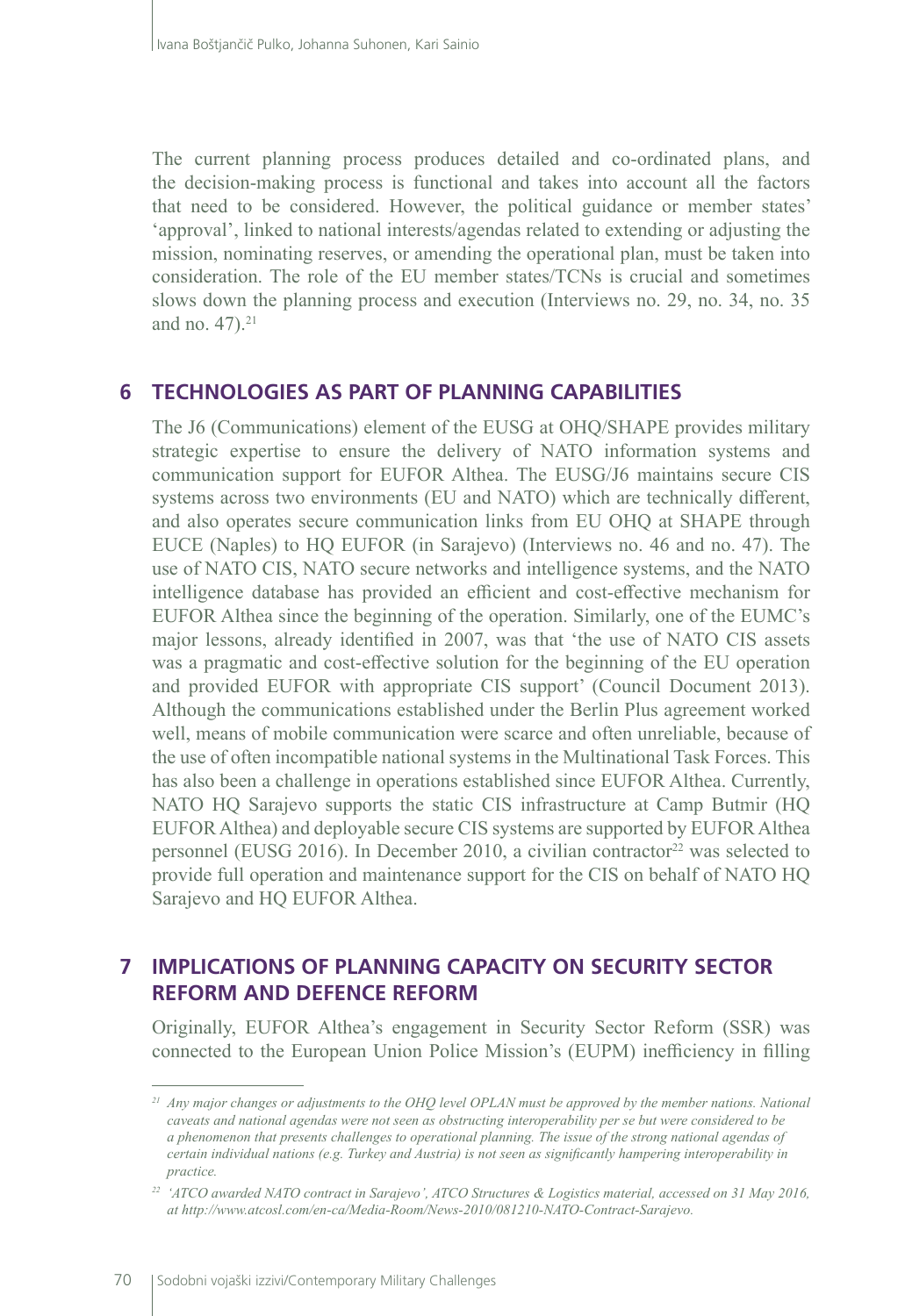The current planning process produces detailed and co-ordinated plans, and the decision-making process is functional and takes into account all the factors that need to be considered. However, the political guidance or member states' 'approval', linked to national interests/agendas related to extending or adjusting the mission, nominating reserves, or amending the operational plan, must be taken into consideration. The role of the EU member states/TCNs is crucial and sometimes slows down the planning process and execution (Interviews no. 29, no. 34, no. 35 and no. 47).[21]

## 6 TECHNOLOGIES AS PART OF PLANNING CAPABILITIES

The J6 (Communications) element of the EUSG at OHQ/SHAPE provides military strategic expertise to ensure the delivery of NATO information systems and communication support for EUFOR Althea. The EUSG/J6 maintains secure CIS systems across two environments (EU and NATO) which are technically different, and also operates secure communication links from EU OHQ at SHAPE through EUCE (Naples) to HQ EUFOR (in Sarajevo) (Interviews no. 46 and no. 47). The use of NATO CIS, NATO secure networks and intelligence systems, and the NATO intelligence database has provided an efficient and cost-effective mechanism for EUFOR Althea since the beginning of the operation. Similarly, one of the EUMC's major lessons, already identified in 2007, was that 'the use of NATO CIS assets was a pragmatic and cost-effective solution for the beginning of the EU operation and provided EUFOR with appropriate CIS support' (Council Document 2013). Although the communications established under the Berlin Plus agreement worked well, means of mobile communication were scarce and often unreliable, because of the use of often incompatible national systems in the Multinational Task Forces. This has also been a challenge in operations established since EUFOR Althea. Currently, NATO HQ Sarajevo supports the static CIS infrastructure at Camp Butmir (HQ EUFOR Althea) and deployable secure CIS systems are supported by EUFOR Althea personnel (EUSG 2016). In December 2010, a civilian contractor[22] was selected to provide full operation and maintenance support for the CIS on behalf of NATO HQ Sarajevo and HQ EUFOR Althea.

## 7 IMPLICATIONS OF PLANNING CAPACITY ON SECURITY SECTOR REFORM AND DEFENCE REFORM

Originally, EUFOR Althea's engagement in Security Sector Reform (SSR) was connected to the European Union Police Mission's (EUPM) inefficiency in filling

---

[21] *Any major changes or adjustments to the OHQ level OPLAN must be approved by the member nations. National caveats and national agendas were not seen as obstructing interoperability per se but were considered to be a phenomenon that presents challenges to operational planning. The issue of the strong national agendas of certain individual nations (e.g. Turkey and Austria) is not seen as significantly hampering interoperability in practice.*

[22] *'ATCO awarded NATO contract in Sarajevo', ATCO Structures & Logistics material, accessed on 31 May 2016, at http://www.atcosl.com/en-ca/Media-Room/News-2010/081210-NATO-Contract-Sarajevo.*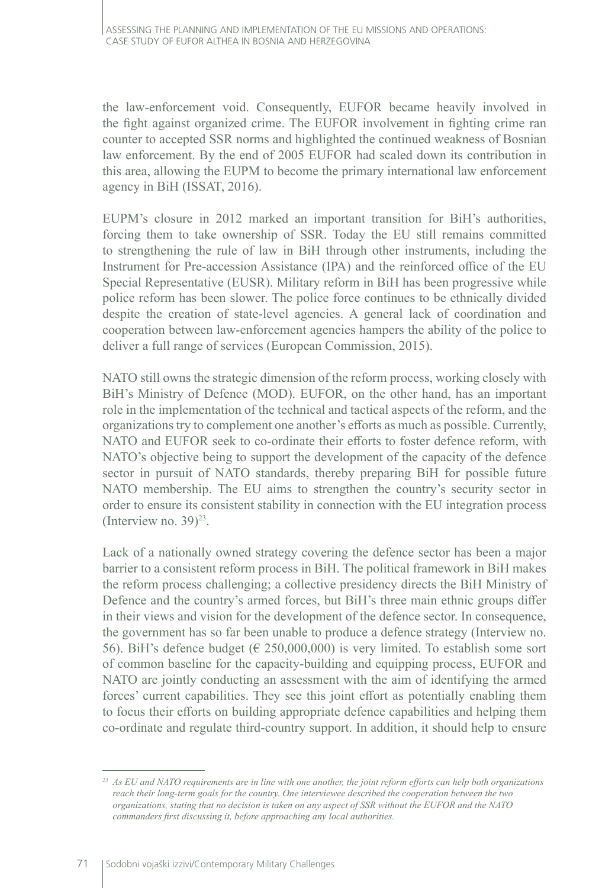the law-enforcement void. Consequently, EUFOR became heavily involved in the fight against organized crime. The EUFOR involvement in fighting crime ran counter to accepted SSR norms and highlighted the continued weakness of Bosnian law enforcement. By the end of 2005 EUFOR had scaled down its contribution in this area, allowing the EUPM to become the primary international law enforcement agency in BiH (ISSAT, 2016).

EUPM's closure in 2012 marked an important transition for BiH's authorities, forcing them to take ownership of SSR. Today the EU still remains committed to strengthening the rule of law in BiH through other instruments, including the Instrument for Pre-accession Assistance (IPA) and the reinforced office of the EU Special Representative (EUSR). Military reform in BiH has been progressive while police reform has been slower. The police force continues to be ethnically divided despite the creation of state-level agencies. A general lack of coordination and cooperation between law-enforcement agencies hampers the ability of the police to deliver a full range of services (European Commission, 2015).

NATO still owns the strategic dimension of the reform process, working closely with BiH's Ministry of Defence (MOD). EUFOR, on the other hand, has an important role in the implementation of the technical and tactical aspects of the reform, and the organizations try to complement one another's efforts as much as possible. Currently, NATO and EUFOR seek to co-ordinate their efforts to foster defence reform, with NATO's objective being to support the development of the capacity of the defence sector in pursuit of NATO standards, thereby preparing BiH for possible future NATO membership. The EU aims to strengthen the country's security sector in order to ensure its consistent stability in connection with the EU integration process (Interview no. 39)[23].

Lack of a nationally owned strategy covering the defence sector has been a major barrier to a consistent reform process in BiH. The political framework in BiH makes the reform process challenging; a collective presidency directs the BiH Ministry of Defence and the country's armed forces, but BiH's three main ethnic groups differ in their views and vision for the development of the defence sector. In consequence, the government has so far been unable to produce a defence strategy (Interview no. 56). BiH's defence budget (€ 250,000,000) is very limited. To establish some sort of common baseline for the capacity-building and equipping process, EUFOR and NATO are jointly conducting an assessment with the aim of identifying the armed forces' current capabilities. They see this joint effort as potentially enabling them to focus their efforts on building appropriate defence capabilities and helping them co-ordinate and regulate third-country support. In addition, it should help to ensure

[23] *As EU and NATO requirements are in line with one another, the joint reform efforts can help both organizations reach their long-term goals for the country. One interviewee described the cooperation between the two organizations, stating that no decision is taken on any aspect of SSR without the EUFOR and the NATO commanders first discussing it, before approaching any local authorities.*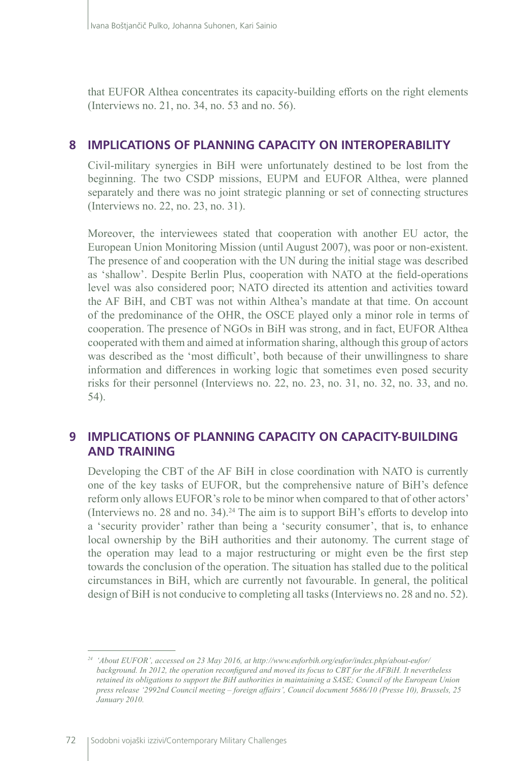that EUFOR Althea concentrates its capacity-building efforts on the right elements (Interviews no. 21, no. 34, no. 53 and no. 56).

## 8 IMPLICATIONS OF PLANNING CAPACITY ON INTEROPERABILITY

Civil-military synergies in BiH were unfortunately destined to be lost from the beginning. The two CSDP missions, EUPM and EUFOR Althea, were planned separately and there was no joint strategic planning or set of connecting structures (Interviews no. 22, no. 23, no. 31).

Moreover, the interviewees stated that cooperation with another EU actor, the European Union Monitoring Mission (until August 2007), was poor or non-existent. The presence of and cooperation with the UN during the initial stage was described as 'shallow'. Despite Berlin Plus, cooperation with NATO at the field-operations level was also considered poor; NATO directed its attention and activities toward the AF BiH, and CBT was not within Althea's mandate at that time. On account of the predominance of the OHR, the OSCE played only a minor role in terms of cooperation. The presence of NGOs in BiH was strong, and in fact, EUFOR Althea cooperated with them and aimed at information sharing, although this group of actors was described as the 'most difficult', both because of their unwillingness to share information and differences in working logic that sometimes even posed security risks for their personnel (Interviews no. 22, no. 23, no. 31, no. 32, no. 33, and no. 54).

## 9 IMPLICATIONS OF PLANNING CAPACITY ON CAPACITY-BUILDING AND TRAINING

Developing the CBT of the AF BiH in close coordination with NATO is currently one of the key tasks of EUFOR, but the comprehensive nature of BiH's defence reform only allows EUFOR's role to be minor when compared to that of other actors' (Interviews no. 28 and no. 34).[24] The aim is to support BiH's efforts to develop into a 'security provider' rather than being a 'security consumer', that is, to enhance local ownership by the BiH authorities and their autonomy. The current stage of the operation may lead to a major restructuring or might even be the first step towards the conclusion of the operation. The situation has stalled due to the political circumstances in BiH, which are currently not favourable. In general, the political design of BiH is not conducive to completing all tasks (Interviews no. 28 and no. 52).

---

[24] *'About EUFOR', accessed on 23 May 2016, at http://www.euforbih.org/eufor/index.php/about-eufor/background. In 2012, the operation reconfigured and moved its focus to CBT for the AFBiH. It nevertheless retained its obligations to support the BiH authorities in maintaining a SASE; Council of the European Union press release '2992nd Council meeting – foreign affairs', Council document 5686/10 (Presse 10), Brussels, 25 January 2010.*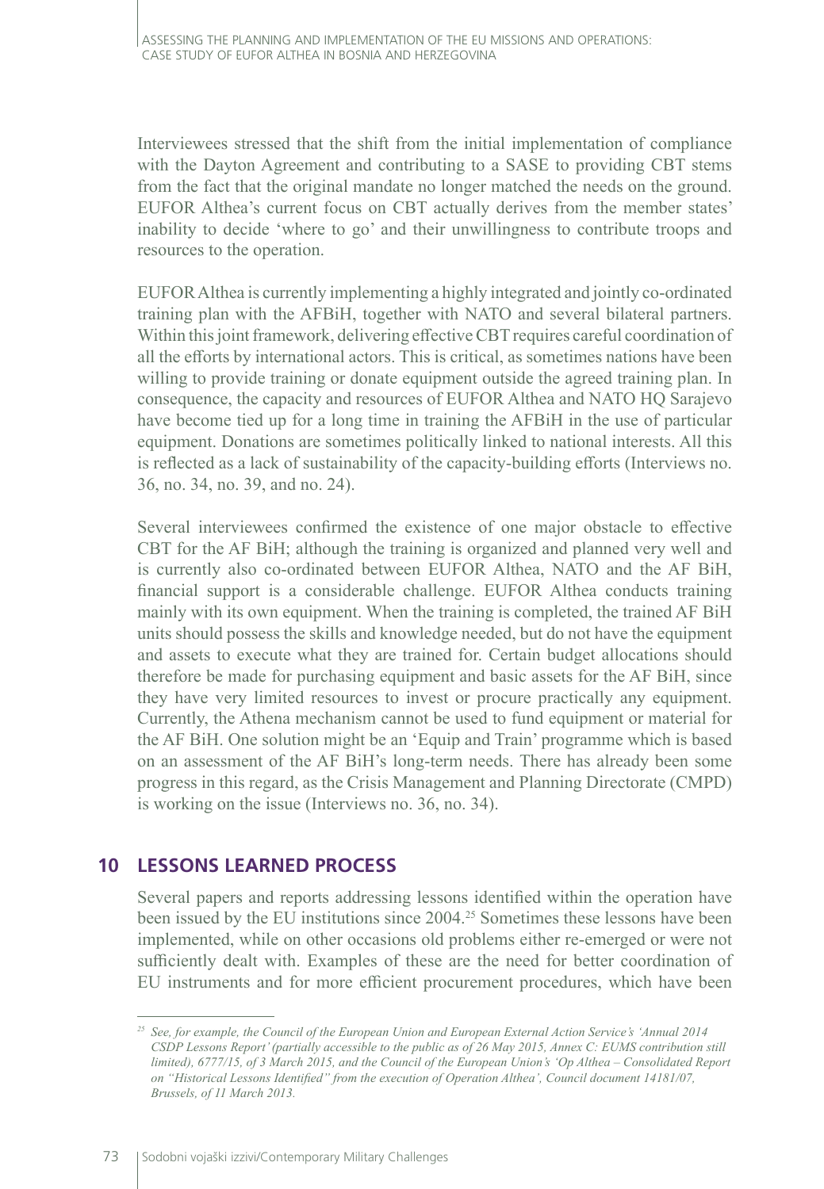Interviewees stressed that the shift from the initial implementation of compliance with the Dayton Agreement and contributing to a SASE to providing CBT stems from the fact that the original mandate no longer matched the needs on the ground. EUFOR Althea's current focus on CBT actually derives from the member states' inability to decide 'where to go' and their unwillingness to contribute troops and resources to the operation.

EUFOR Althea is currently implementing a highly integrated and jointly co-ordinated training plan with the AFBiH, together with NATO and several bilateral partners. Within this joint framework, delivering effective CBT requires careful coordination of all the efforts by international actors. This is critical, as sometimes nations have been willing to provide training or donate equipment outside the agreed training plan. In consequence, the capacity and resources of EUFOR Althea and NATO HQ Sarajevo have become tied up for a long time in training the AFBiH in the use of particular equipment. Donations are sometimes politically linked to national interests. All this is reflected as a lack of sustainability of the capacity-building efforts (Interviews no. 36, no. 34, no. 39, and no. 24).

Several interviewees confirmed the existence of one major obstacle to effective CBT for the AF BiH; although the training is organized and planned very well and is currently also co-ordinated between EUFOR Althea, NATO and the AF BiH, financial support is a considerable challenge. EUFOR Althea conducts training mainly with its own equipment. When the training is completed, the trained AF BiH units should possess the skills and knowledge needed, but do not have the equipment and assets to execute what they are trained for. Certain budget allocations should therefore be made for purchasing equipment and basic assets for the AF BiH, since they have very limited resources to invest or procure practically any equipment. Currently, the Athena mechanism cannot be used to fund equipment or material for the AF BiH. One solution might be an 'Equip and Train' programme which is based on an assessment of the AF BiH's long-term needs. There has already been some progress in this regard, as the Crisis Management and Planning Directorate (CMPD) is working on the issue (Interviews no. 36, no. 34).

## 10 LESSONS LEARNED PROCESS

Several papers and reports addressing lessons identified within the operation have been issued by the EU institutions since 2004.[25] Sometimes these lessons have been implemented, while on other occasions old problems either re-emerged or were not sufficiently dealt with. Examples of these are the need for better coordination of EU instruments and for more efficient procurement procedures, which have been

---

[25] *See, for example, the Council of the European Union and European External Action Service's 'Annual 2014 CSDP Lessons Report' (partially accessible to the public as of 26 May 2015, Annex C: EUMS contribution still limited), 6777/15, of 3 March 2015, and the Council of the European Union's 'Op Althea – Consolidated Report on "Historical Lessons Identified" from the execution of Operation Althea', Council document 14181/07, Brussels, of 11 March 2013.*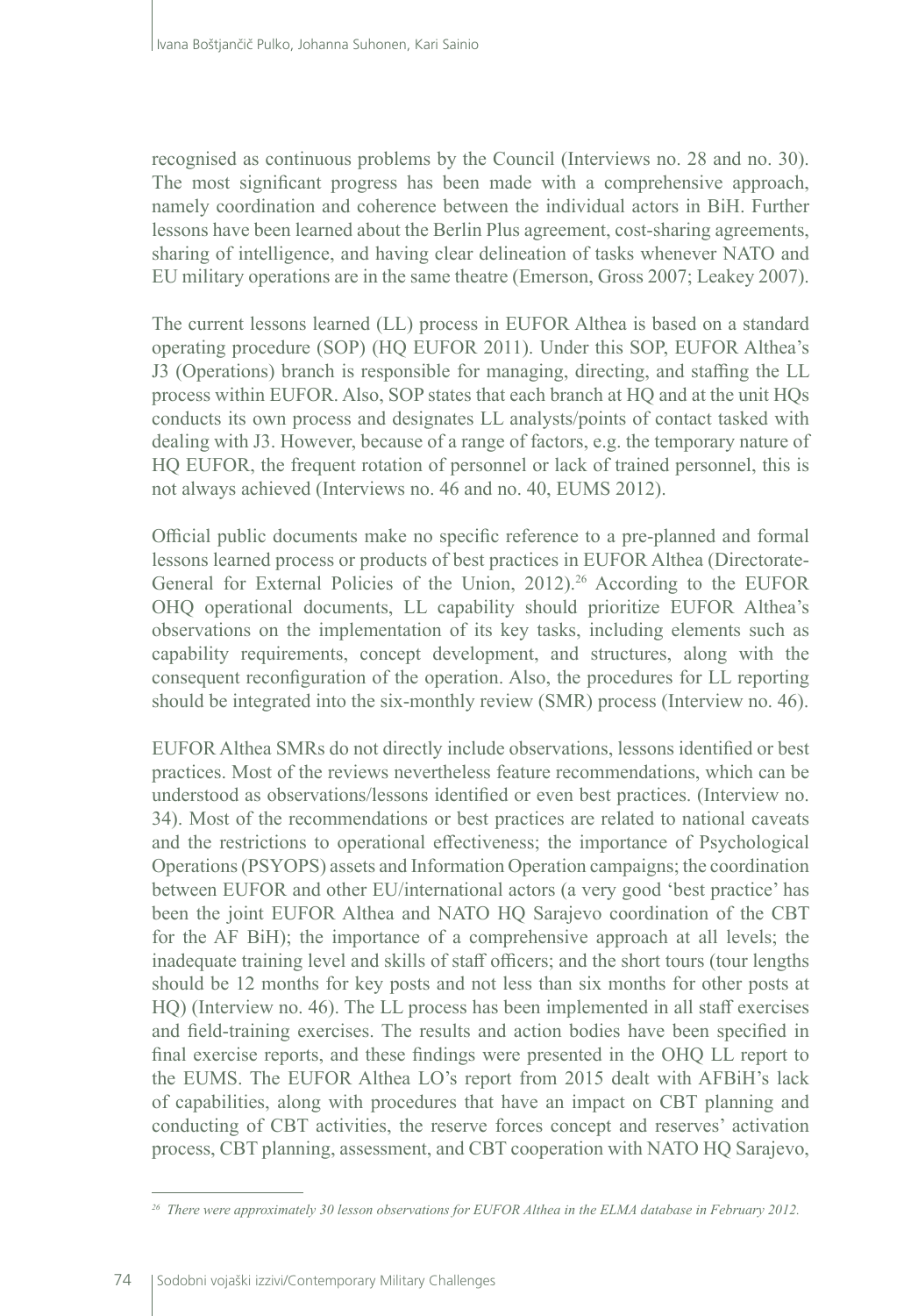recognised as continuous problems by the Council (Interviews no. 28 and no. 30). The most significant progress has been made with a comprehensive approach, namely coordination and coherence between the individual actors in BiH. Further lessons have been learned about the Berlin Plus agreement, cost-sharing agreements, sharing of intelligence, and having clear delineation of tasks whenever NATO and EU military operations are in the same theatre (Emerson, Gross 2007; Leakey 2007).

The current lessons learned (LL) process in EUFOR Althea is based on a standard operating procedure (SOP) (HQ EUFOR 2011). Under this SOP, EUFOR Althea's J3 (Operations) branch is responsible for managing, directing, and staffing the LL process within EUFOR. Also, SOP states that each branch at HQ and at the unit HQs conducts its own process and designates LL analysts/points of contact tasked with dealing with J3. However, because of a range of factors, e.g. the temporary nature of HQ EUFOR, the frequent rotation of personnel or lack of trained personnel, this is not always achieved (Interviews no. 46 and no. 40, EUMS 2012).

Official public documents make no specific reference to a pre-planned and formal lessons learned process or products of best practices in EUFOR Althea (Directorate-General for External Policies of the Union, 2012).[26] According to the EUFOR OHQ operational documents, LL capability should prioritize EUFOR Althea's observations on the implementation of its key tasks, including elements such as capability requirements, concept development, and structures, along with the consequent reconfiguration of the operation. Also, the procedures for LL reporting should be integrated into the six-monthly review (SMR) process (Interview no. 46).

EUFOR Althea SMRs do not directly include observations, lessons identified or best practices. Most of the reviews nevertheless feature recommendations, which can be understood as observations/lessons identified or even best practices. (Interview no. 34). Most of the recommendations or best practices are related to national caveats and the restrictions to operational effectiveness; the importance of Psychological Operations (PSYOPS) assets and Information Operation campaigns; the coordination between EUFOR and other EU/international actors (a very good 'best practice' has been the joint EUFOR Althea and NATO HQ Sarajevo coordination of the CBT for the AF BiH); the importance of a comprehensive approach at all levels; the inadequate training level and skills of staff officers; and the short tours (tour lengths should be 12 months for key posts and not less than six months for other posts at HQ) (Interview no. 46). The LL process has been implemented in all staff exercises and field-training exercises. The results and action bodies have been specified in final exercise reports, and these findings were presented in the OHQ LL report to the EUMS. The EUFOR Althea LO's report from 2015 dealt with AFBiH's lack of capabilities, along with procedures that have an impact on CBT planning and conducting of CBT activities, the reserve forces concept and reserves' activation process, CBT planning, assessment, and CBT cooperation with NATO HQ Sarajevo,

---

[26] *There were approximately 30 lesson observations for EUFOR Althea in the ELMA database in February 2012.*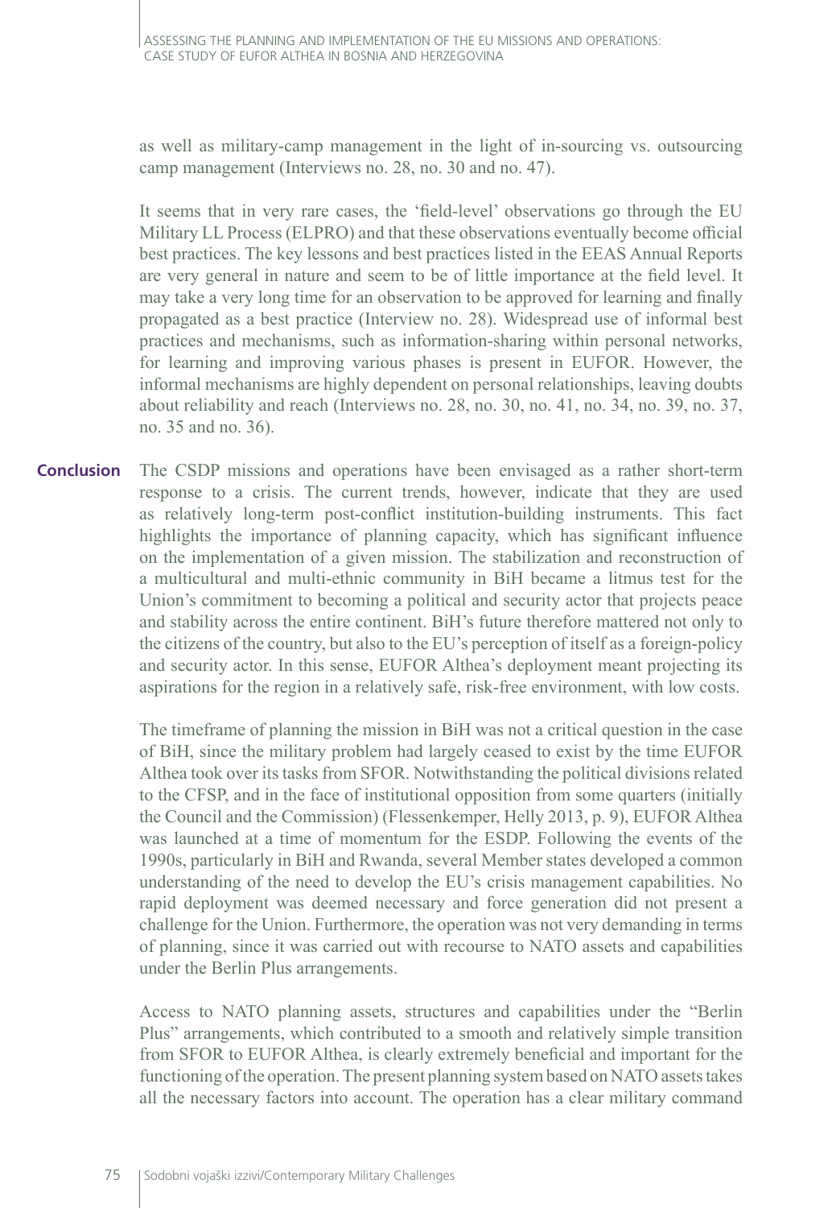as well as military-camp management in the light of in-sourcing vs. outsourcing camp management (Interviews no. 28, no. 30 and no. 47).

It seems that in very rare cases, the 'field-level' observations go through the EU Military LL Process (ELPRO) and that these observations eventually become official best practices. The key lessons and best practices listed in the EEAS Annual Reports are very general in nature and seem to be of little importance at the field level. It may take a very long time for an observation to be approved for learning and finally propagated as a best practice (Interview no. 28). Widespread use of informal best practices and mechanisms, such as information-sharing within personal networks, for learning and improving various phases is present in EUFOR. However, the informal mechanisms are highly dependent on personal relationships, leaving doubts about reliability and reach (Interviews no. 28, no. 30, no. 41, no. 34, no. 39, no. 37, no. 35 and no. 36).

## Conclusion

The CSDP missions and operations have been envisaged as a rather short-term response to a crisis. The current trends, however, indicate that they are used as relatively long-term post-conflict institution-building instruments. This fact highlights the importance of planning capacity, which has significant influence on the implementation of a given mission. The stabilization and reconstruction of a multicultural and multi-ethnic community in BiH became a litmus test for the Union's commitment to becoming a political and security actor that projects peace and stability across the entire continent. BiH's future therefore mattered not only to the citizens of the country, but also to the EU's perception of itself as a foreign-policy and security actor. In this sense, EUFOR Althea's deployment meant projecting its aspirations for the region in a relatively safe, risk-free environment, with low costs.

The timeframe of planning the mission in BiH was not a critical question in the case of BiH, since the military problem had largely ceased to exist by the time EUFOR Althea took over its tasks from SFOR. Notwithstanding the political divisions related to the CFSP, and in the face of institutional opposition from some quarters (initially the Council and the Commission) (Flessenkemper, Helly 2013, p. 9), EUFOR Althea was launched at a time of momentum for the ESDP. Following the events of the 1990s, particularly in BiH and Rwanda, several Member states developed a common understanding of the need to develop the EU's crisis management capabilities. No rapid deployment was deemed necessary and force generation did not present a challenge for the Union. Furthermore, the operation was not very demanding in terms of planning, since it was carried out with recourse to NATO assets and capabilities under the Berlin Plus arrangements.

Access to NATO planning assets, structures and capabilities under the "Berlin Plus" arrangements, which contributed to a smooth and relatively simple transition from SFOR to EUFOR Althea, is clearly extremely beneficial and important for the functioning of the operation. The present planning system based on NATO assets takes all the necessary factors into account. The operation has a clear military command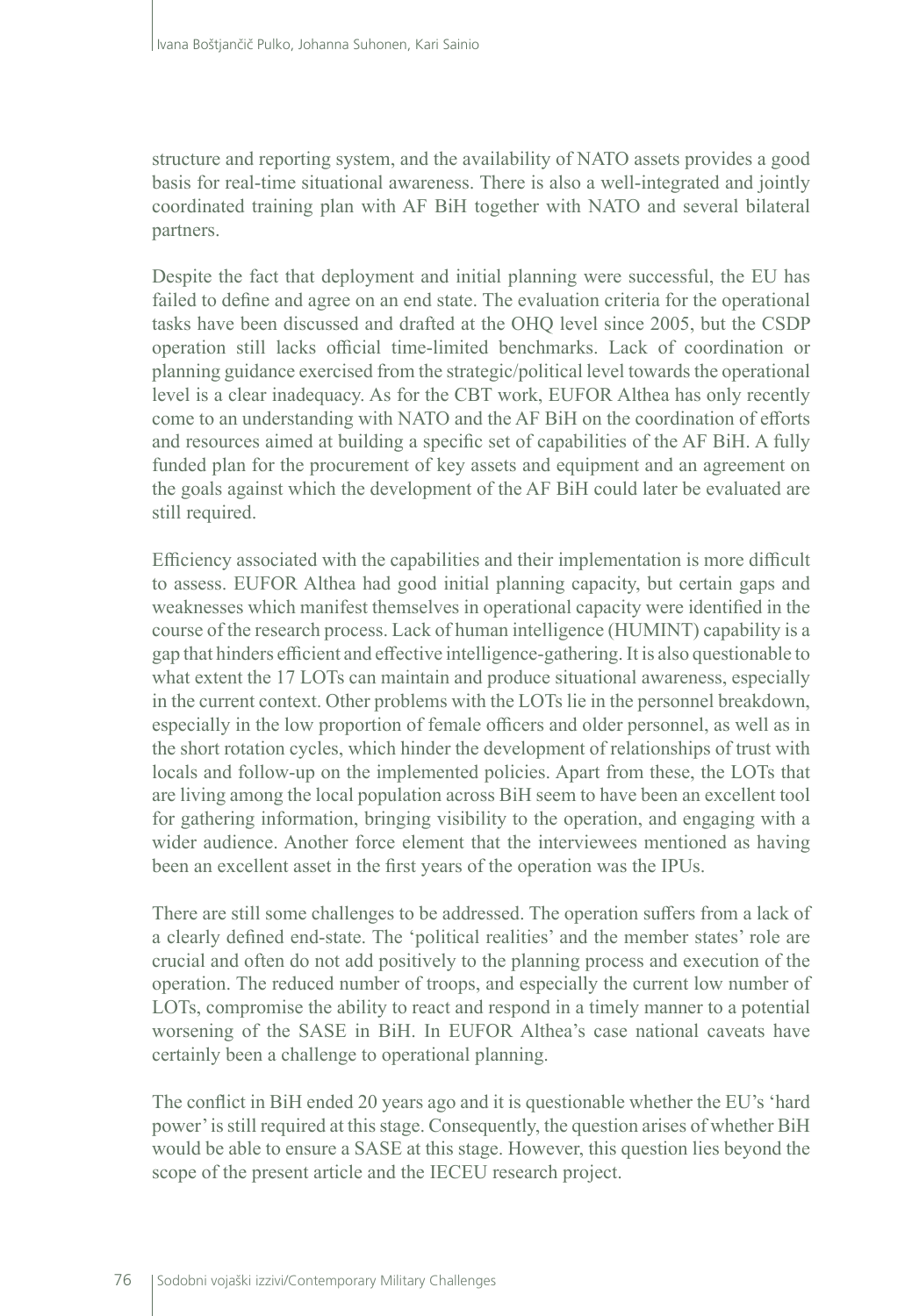structure and reporting system, and the availability of NATO assets provides a good basis for real-time situational awareness. There is also a well-integrated and jointly coordinated training plan with AF BiH together with NATO and several bilateral partners.

Despite the fact that deployment and initial planning were successful, the EU has failed to define and agree on an end state. The evaluation criteria for the operational tasks have been discussed and drafted at the OHQ level since 2005, but the CSDP operation still lacks official time-limited benchmarks. Lack of coordination or planning guidance exercised from the strategic/political level towards the operational level is a clear inadequacy. As for the CBT work, EUFOR Althea has only recently come to an understanding with NATO and the AF BiH on the coordination of efforts and resources aimed at building a specific set of capabilities of the AF BiH. A fully funded plan for the procurement of key assets and equipment and an agreement on the goals against which the development of the AF BiH could later be evaluated are still required.

Efficiency associated with the capabilities and their implementation is more difficult to assess. EUFOR Althea had good initial planning capacity, but certain gaps and weaknesses which manifest themselves in operational capacity were identified in the course of the research process. Lack of human intelligence (HUMINT) capability is a gap that hinders efficient and effective intelligence-gathering. It is also questionable to what extent the 17 LOTs can maintain and produce situational awareness, especially in the current context. Other problems with the LOTs lie in the personnel breakdown, especially in the low proportion of female officers and older personnel, as well as in the short rotation cycles, which hinder the development of relationships of trust with locals and follow-up on the implemented policies. Apart from these, the LOTs that are living among the local population across BiH seem to have been an excellent tool for gathering information, bringing visibility to the operation, and engaging with a wider audience. Another force element that the interviewees mentioned as having been an excellent asset in the first years of the operation was the IPUs.

There are still some challenges to be addressed. The operation suffers from a lack of a clearly defined end-state. The 'political realities' and the member states' role are crucial and often do not add positively to the planning process and execution of the operation. The reduced number of troops, and especially the current low number of LOTs, compromise the ability to react and respond in a timely manner to a potential worsening of the SASE in BiH. In EUFOR Althea's case national caveats have certainly been a challenge to operational planning.

The conflict in BiH ended 20 years ago and it is questionable whether the EU's 'hard power' is still required at this stage. Consequently, the question arises of whether BiH would be able to ensure a SASE at this stage. However, this question lies beyond the scope of the present article and the IECEU research project.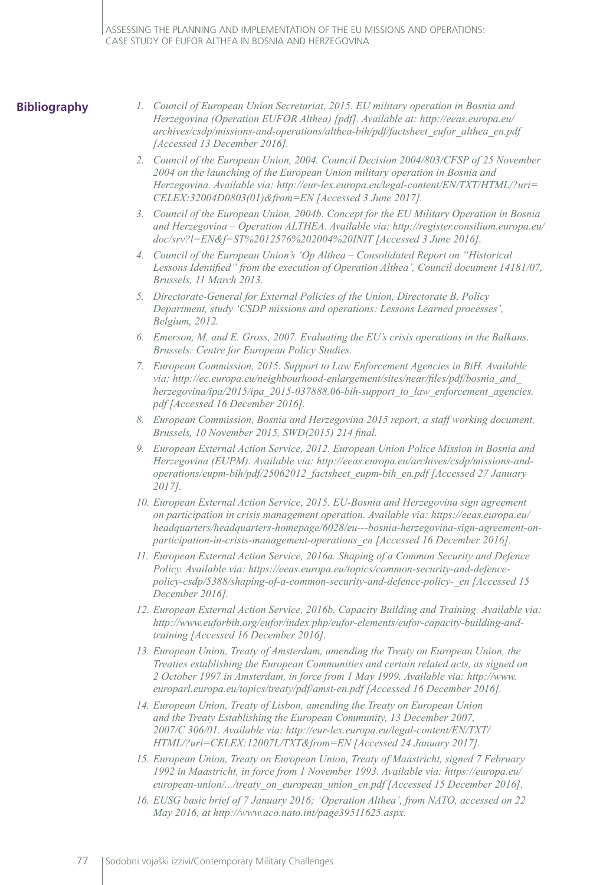## Bibliography

1. *Council of European Union Secretariat, 2015. EU military operation in Bosnia and Herzegovina (Operation EUFOR Althea) [pdf]. Available at: http://eeas.europa.eu/archives/csdp/missions-and-operations/althea-bih/pdf/factsheet_eufor_althea_en.pdf [Accessed 13 December 2016].*
2. *Council of the European Union, 2004. Council Decision 2004/803/CFSP of 25 November 2004 on the launching of the European Union military operation in Bosnia and Herzegovina. Available via: http://eur-lex.europa.eu/legal-content/EN/TXT/HTML/?uri=CELEX:32004D0803(01)&from=EN [Accessed 3 June 2017].*
3. *Council of the European Union, 2004b. Concept for the EU Military Operation in Bosnia and Herzegovina – Operation ALTHEA. Available via: http://register.consilium.europa.eu/doc/srv?l=EN&f=ST%2012576%202004%20INIT [Accessed 3 June 2016].*
4. *Council of the European Union's 'Op Althea – Consolidated Report on "Historical Lessons Identified" from the execution of Operation Althea', Council document 14181/07, Brussels, 11 March 2013.*
5. *Directorate-General for External Policies of the Union, Directorate B, Policy Department, study 'CSDP missions and operations: Lessons Learned processes', Belgium, 2012.*
6. *Emerson, M. and E. Gross, 2007. Evaluating the EU's crisis operations in the Balkans. Brussels: Centre for European Policy Studies.*
7. *European Commission, 2015. Support to Law Enforcement Agencies in BiH. Available via: http://ec.europa.eu/neighbourhood-enlargement/sites/near/files/pdf/bosnia_and_herzegovina/ipa/2015/ipa_2015-037888.06-bih-support_to_law_enforcement_agencies.pdf [Accessed 16 December 2016].*
8. *European Commission, Bosnia and Herzegovina 2015 report, a staff working document, Brussels, 10 November 2015, SWD(2015) 214 final.*
9. *European External Action Service, 2012. European Union Police Mission in Bosnia and Herzegovina (EUPM). Available via: http://eeas.europa.eu/archives/csdp/missions-and-operations/eupm-bih/pdf/25062012_factsheet_eupm-bih_en.pdf [Accessed 27 January 2017].*
10. *European External Action Service, 2015. EU-Bosnia and Herzegovina sign agreement on participation in crisis management operation. Available via: https://eeas.europa.eu/headquarters/headquarters-homepage/6028/eu---bosnia-herzegovina-sign-agreement-on-participation-in-crisis-management-operations_en [Accessed 16 December 2016].*
11. *European External Action Service, 2016a. Shaping of a Common Security and Defence Policy. Available via: https://eeas.europa.eu/topics/common-security-and-defence-policy-csdp/5388/shaping-of-a-common-security-and-defence-policy-_en [Accessed 15 December 2016].*
12. *European External Action Service, 2016b. Capacity Building and Training. Available via: http://www.euforbih.org/eufor/index.php/eufor-elements/eufor-capacity-building-and-training [Accessed 16 December 2016].*
13. *European Union, Treaty of Amsterdam, amending the Treaty on European Union, the Treaties establishing the European Communities and certain related acts, as signed on 2 October 1997 in Amsterdam, in force from 1 May 1999. Available via: http://www.europarl.europa.eu/topics/treaty/pdf/amst-en.pdf [Accessed 16 December 2016].*
14. *European Union, Treaty of Lisbon, amending the Treaty on European Union and the Treaty Establishing the European Community, 13 December 2007, 2007/C 306/01. Available via: http://eur-lex.europa.eu/legal-content/EN/TXT/HTML/?uri=CELEX:12007L/TXT&from=EN [Accessed 24 January 2017].*
15. *European Union, Treaty on European Union, Treaty of Maastricht, signed 7 February 1992 in Maastricht, in force from 1 November 1993. Available via: https://europa.eu/european-union/.../treaty_on_european_union_en.pdf [Accessed 15 December 2016].*
16. *EUSG basic brief of 7 January 2016; 'Operation Althea', from NATO, accessed on 22 May 2016, at http://www.aco.nato.int/page39511625.aspx.*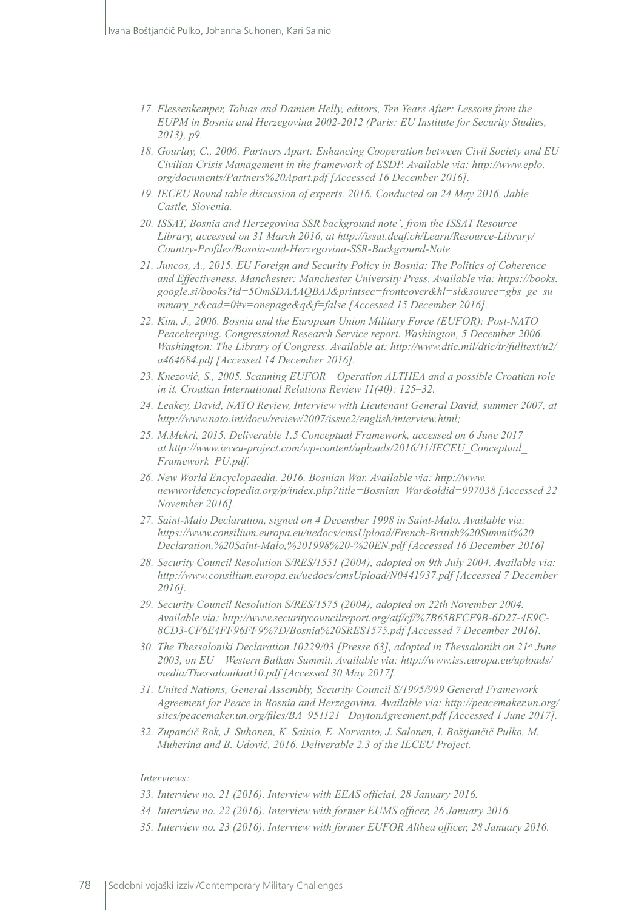17. *Flessenkemper, Tobias and Damien Helly, editors, Ten Years After: Lessons from the EUPM in Bosnia and Herzegovina 2002-2012 (Paris: EU Institute for Security Studies, 2013), p9.*
18. *Gourlay, C., 2006. Partners Apart: Enhancing Cooperation between Civil Society and EU Civilian Crisis Management in the framework of ESDP. Available via: http://www.eplo.org/documents/Partners%20Apart.pdf [Accessed 16 December 2016].*
19. *IECEU Round table discussion of experts. 2016. Conducted on 24 May 2016, Jable Castle, Slovenia.*
20. *ISSAT, Bosnia and Herzegovina SSR background note', from the ISSAT Resource Library, accessed on 31 March 2016, at http://issat.dcaf.ch/Learn/Resource-Library/Country-Profiles/Bosnia-and-Herzegovina-SSR-Background-Note*
21. *Juncos, A., 2015. EU Foreign and Security Policy in Bosnia: The Politics of Coherence and Effectiveness. Manchester: Manchester University Press. Available via: https://books.google.si/books?id=5OmSDAAAQBAJ&printsec=frontcover&hl=sl&source=gbs_ge_summary_r&cad=0#v=onepage&q&f=false [Accessed 15 December 2016].*
22. *Kim, J., 2006. Bosnia and the European Union Military Force (EUFOR): Post-NATO Peacekeeping. Congressional Research Service report. Washington, 5 December 2006. Washington: The Library of Congress. Available at: http://www.dtic.mil/dtic/tr/fulltext/u2/a464684.pdf [Accessed 14 December 2016].*
23. *Knezović, S., 2005. Scanning EUFOR – Operation ALTHEA and a possible Croatian role in it. Croatian International Relations Review 11(40): 125–32.*
24. *Leakey, David, NATO Review, Interview with Lieutenant General David, summer 2007, at http://www.nato.int/docu/review/2007/issue2/english/interview.html;*
25. *M.Mekri, 2015. Deliverable 1.5 Conceptual Framework, accessed on 6 June 2017 at http://www.ieceu-project.com/wp-content/uploads/2016/11/IECEU_Conceptual_Framework_PU.pdf.*
26. *New World Encyclopaedia. 2016. Bosnian War. Available via: http://www.newworldencyclopedia.org/p/index.php?title=Bosnian_War&oldid=997038 [Accessed 22 November 2016].*
27. *Saint-Malo Declaration, signed on 4 December 1998 in Saint-Malo. Available via: https://www.consilium.europa.eu/uedocs/cmsUpload/French-British%20Summit%20Declaration,%20Saint-Malo,%201998%20-%20EN.pdf [Accessed 16 December 2016]*
28. *Security Council Resolution S/RES/1551 (2004), adopted on 9th July 2004. Available via: http://www.consilium.europa.eu/uedocs/cmsUpload/N0441937.pdf [Accessed 7 December 2016].*
29. *Security Council Resolution S/RES/1575 (2004), adopted on 22th November 2004. Available via: http://www.securitycouncilreport.org/atf/cf/%7B65BFCF9B-6D27-4E9C-8CD3-CF6E4FF96FF9%7D/Bosnia%20SRES1575.pdf [Accessed 7 December 2016].*
30. *The Thessaloniki Declaration 10229/03 [Presse 63], adopted in Thessaloniki on 21st June 2003, on EU – Western Balkan Summit. Available via: http://www.iss.europa.eu/uploads/media/Thessalonikiat10.pdf [Accessed 30 May 2017].*
31. *United Nations, General Assembly, Security Council S/1995/999 General Framework Agreement for Peace in Bosnia and Herzegovina. Available via: http://peacemaker.un.org/sites/peacemaker.un.org/files/BA_951121 _DaytonAgreement.pdf [Accessed 1 June 2017].*
32. *Zupančič Rok, J. Suhonen, K. Sainio, E. Norvanto, J. Salonen, I. Boštjančič Pulko, M. Muherina and B. Udovič, 2016. Deliverable 2.3 of the IECEU Project.*

*Interviews:*

33. *Interview no. 21 (2016). Interview with EEAS official, 28 January 2016.*
34. *Interview no. 22 (2016). Interview with former EUMS officer, 26 January 2016.*
35. *Interview no. 23 (2016). Interview with former EUFOR Althea officer, 28 January 2016.*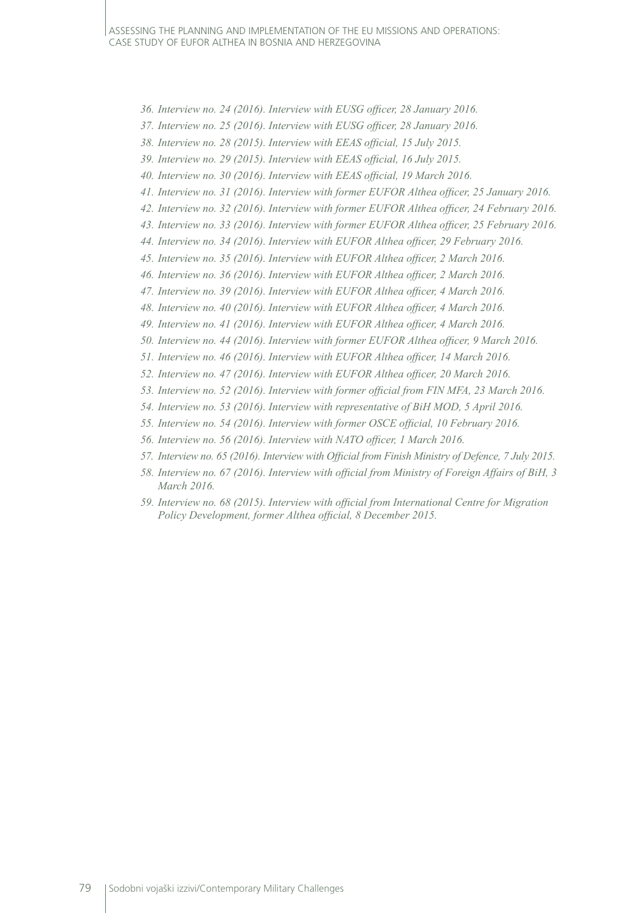36. *Interview no. 24 (2016). Interview with EUSG officer, 28 January 2016.*
37. *Interview no. 25 (2016). Interview with EUSG officer, 28 January 2016.*
38. *Interview no. 28 (2015). Interview with EEAS official, 15 July 2015.*
39. *Interview no. 29 (2015). Interview with EEAS official, 16 July 2015.*
40. *Interview no. 30 (2016). Interview with EEAS official, 19 March 2016.*
41. *Interview no. 31 (2016). Interview with former EUFOR Althea officer, 25 January 2016.*
42. *Interview no. 32 (2016). Interview with former EUFOR Althea officer, 24 February 2016.*
43. *Interview no. 33 (2016). Interview with former EUFOR Althea officer, 25 February 2016.*
44. *Interview no. 34 (2016). Interview with EUFOR Althea officer, 29 February 2016.*
45. *Interview no. 35 (2016). Interview with EUFOR Althea officer, 2 March 2016.*
46. *Interview no. 36 (2016). Interview with EUFOR Althea officer, 2 March 2016.*
47. *Interview no. 39 (2016). Interview with EUFOR Althea officer, 4 March 2016.*
48. *Interview no. 40 (2016). Interview with EUFOR Althea officer, 4 March 2016.*
49. *Interview no. 41 (2016). Interview with EUFOR Althea officer, 4 March 2016.*
50. *Interview no. 44 (2016). Interview with former EUFOR Althea officer, 9 March 2016.*
51. *Interview no. 46 (2016). Interview with EUFOR Althea officer, 14 March 2016.*
52. *Interview no. 47 (2016). Interview with EUFOR Althea officer, 20 March 2016.*
53. *Interview no. 52 (2016). Interview with former official from FIN MFA, 23 March 2016.*
54. *Interview no. 53 (2016). Interview with representative of BiH MOD, 5 April 2016.*
55. *Interview no. 54 (2016). Interview with former OSCE official, 10 February 2016.*
56. *Interview no. 56 (2016). Interview with NATO officer, 1 March 2016.*
57. *Interview no. 65 (2016). Interview with Official from Finish Ministry of Defence, 7 July 2015.*
58. *Interview no. 67 (2016). Interview with official from Ministry of Foreign Affairs of BiH, 3 March 2016.*
59. *Interview no. 68 (2015). Interview with official from International Centre for Migration Policy Development, former Althea official, 8 December 2015.*